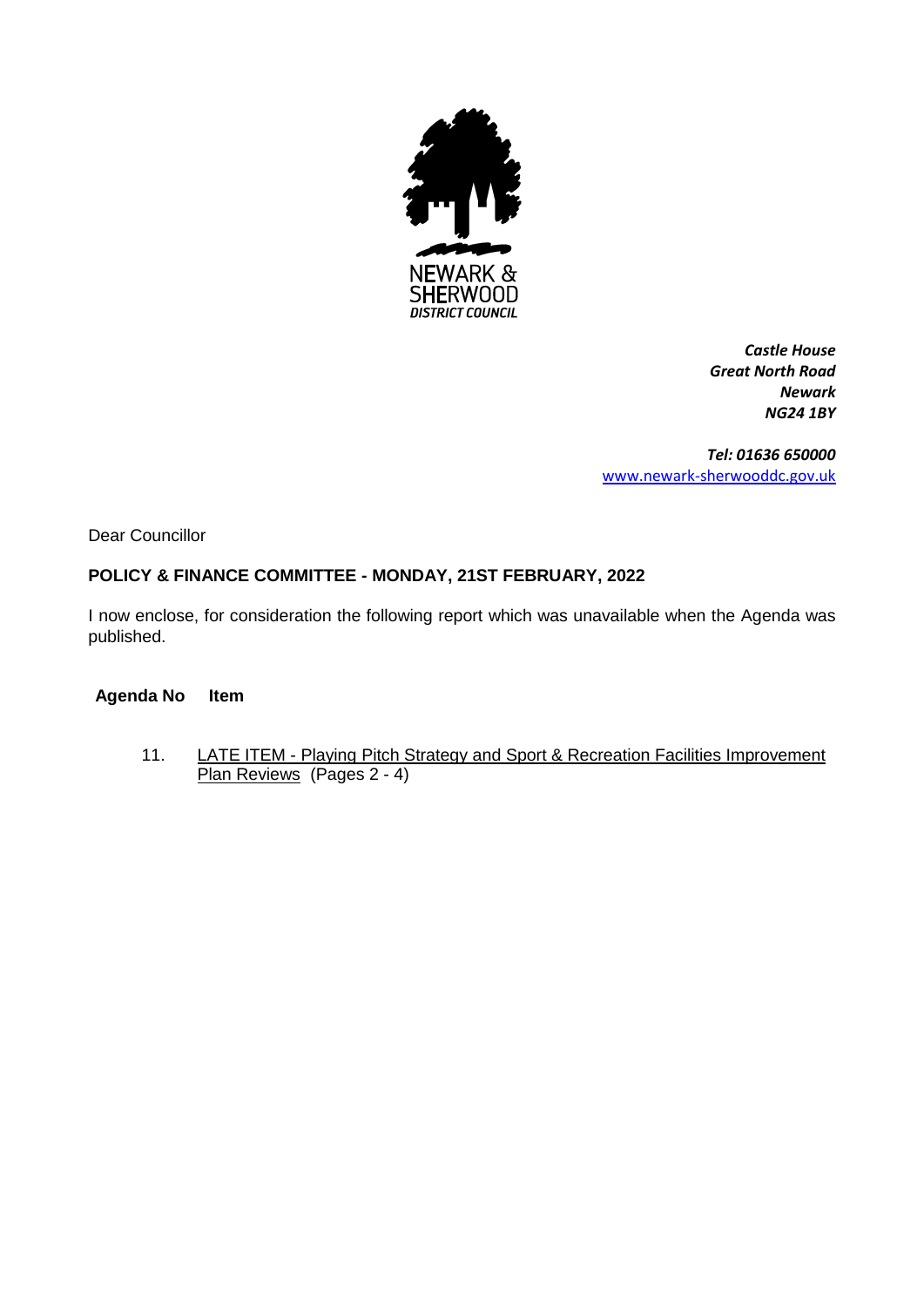NEWARK & SHERWOOD DISTRICT COUNCIL

*Castle House*
*Great North Road*
*Newark*
*NG24 1BY*

*Tel: 01636 650000*
www.newark-sherwooddc.gov.uk

Dear Councillor

**POLICY & FINANCE COMMITTEE - MONDAY, 21ST FEBRUARY, 2022**

I now enclose, for consideration the following report which was unavailable when the Agenda was published.

| Agenda No | Item |
|---|---|
| 11. | LATE ITEM - Playing Pitch Strategy and Sport & Recreation Facilities Improvement Plan Reviews (Pages 2 - 4) |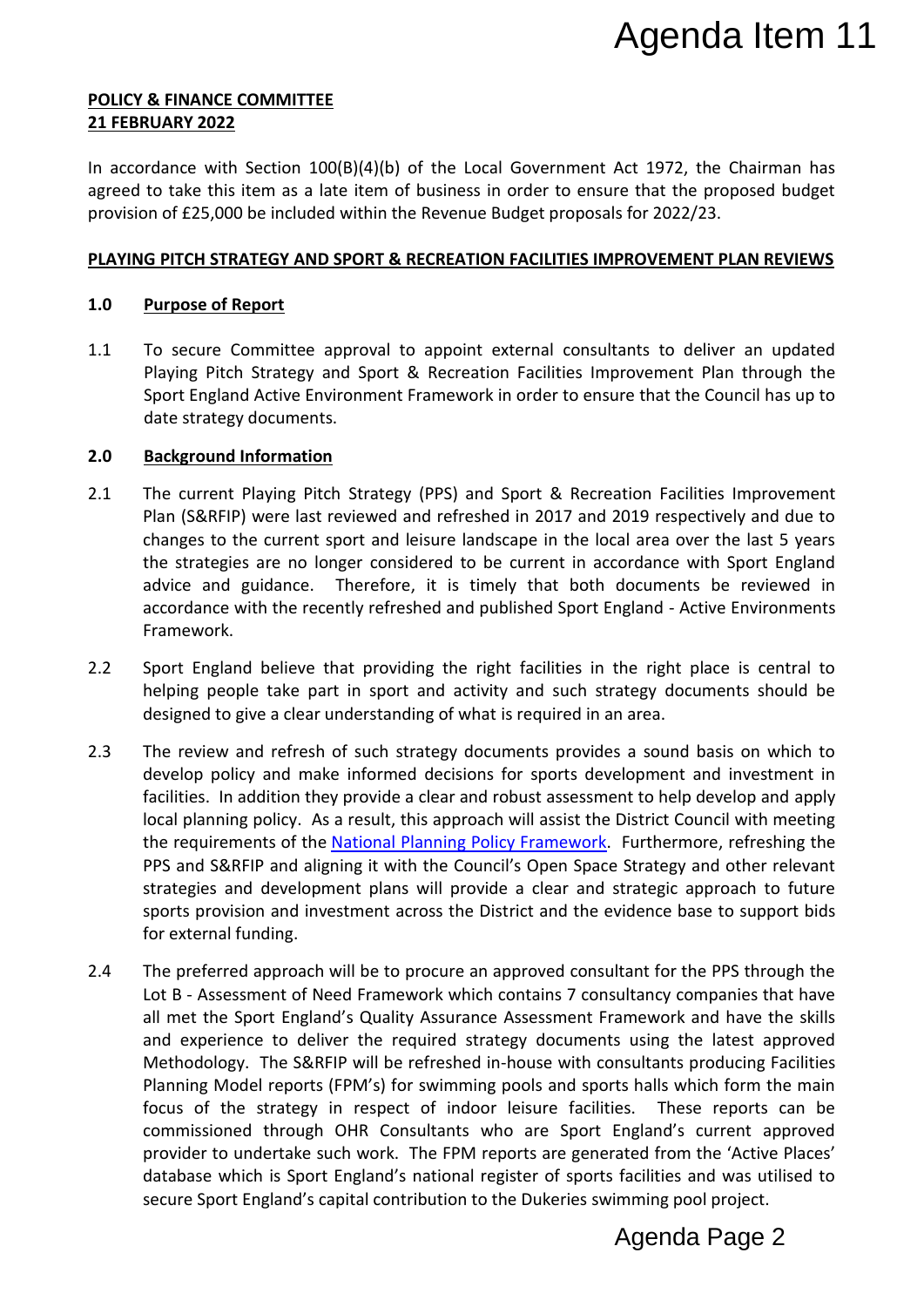**POLICY & FINANCE COMMITTEE**
**21 FEBRUARY 2022**

In accordance with Section 100(B)(4)(b) of the Local Government Act 1972, the Chairman has agreed to take this item as a late item of business in order to ensure that the proposed budget provision of £25,000 be included within the Revenue Budget proposals for 2022/23.

**PLAYING PITCH STRATEGY AND SPORT & RECREATION FACILITIES IMPROVEMENT PLAN REVIEWS**

## 1.0 Purpose of Report

1.1 To secure Committee approval to appoint external consultants to deliver an updated Playing Pitch Strategy and Sport & Recreation Facilities Improvement Plan through the Sport England Active Environment Framework in order to ensure that the Council has up to date strategy documents.

## 2.0 Background Information

2.1 The current Playing Pitch Strategy (PPS) and Sport & Recreation Facilities Improvement Plan (S&RFIP) were last reviewed and refreshed in 2017 and 2019 respectively and due to changes to the current sport and leisure landscape in the local area over the last 5 years the strategies are no longer considered to be current in accordance with Sport England advice and guidance. Therefore, it is timely that both documents be reviewed in accordance with the recently refreshed and published Sport England - Active Environments Framework.

2.2 Sport England believe that providing the right facilities in the right place is central to helping people take part in sport and activity and such strategy documents should be designed to give a clear understanding of what is required in an area.

2.3 The review and refresh of such strategy documents provides a sound basis on which to develop policy and make informed decisions for sports development and investment in facilities. In addition they provide a clear and robust assessment to help develop and apply local planning policy. As a result, this approach will assist the District Council with meeting the requirements of the National Planning Policy Framework. Furthermore, refreshing the PPS and S&RFIP and aligning it with the Council's Open Space Strategy and other relevant strategies and development plans will provide a clear and strategic approach to future sports provision and investment across the District and the evidence base to support bids for external funding.

2.4 The preferred approach will be to procure an approved consultant for the PPS through the Lot B - Assessment of Need Framework which contains 7 consultancy companies that have all met the Sport England's Quality Assurance Assessment Framework and have the skills and experience to deliver the required strategy documents using the latest approved Methodology. The S&RFIP will be refreshed in-house with consultants producing Facilities Planning Model reports (FPM's) for swimming pools and sports halls which form the main focus of the strategy in respect of indoor leisure facilities. These reports can be commissioned through OHR Consultants who are Sport England's current approved provider to undertake such work. The FPM reports are generated from the 'Active Places' database which is Sport England's national register of sports facilities and was utilised to secure Sport England's capital contribution to the Dukeries swimming pool project.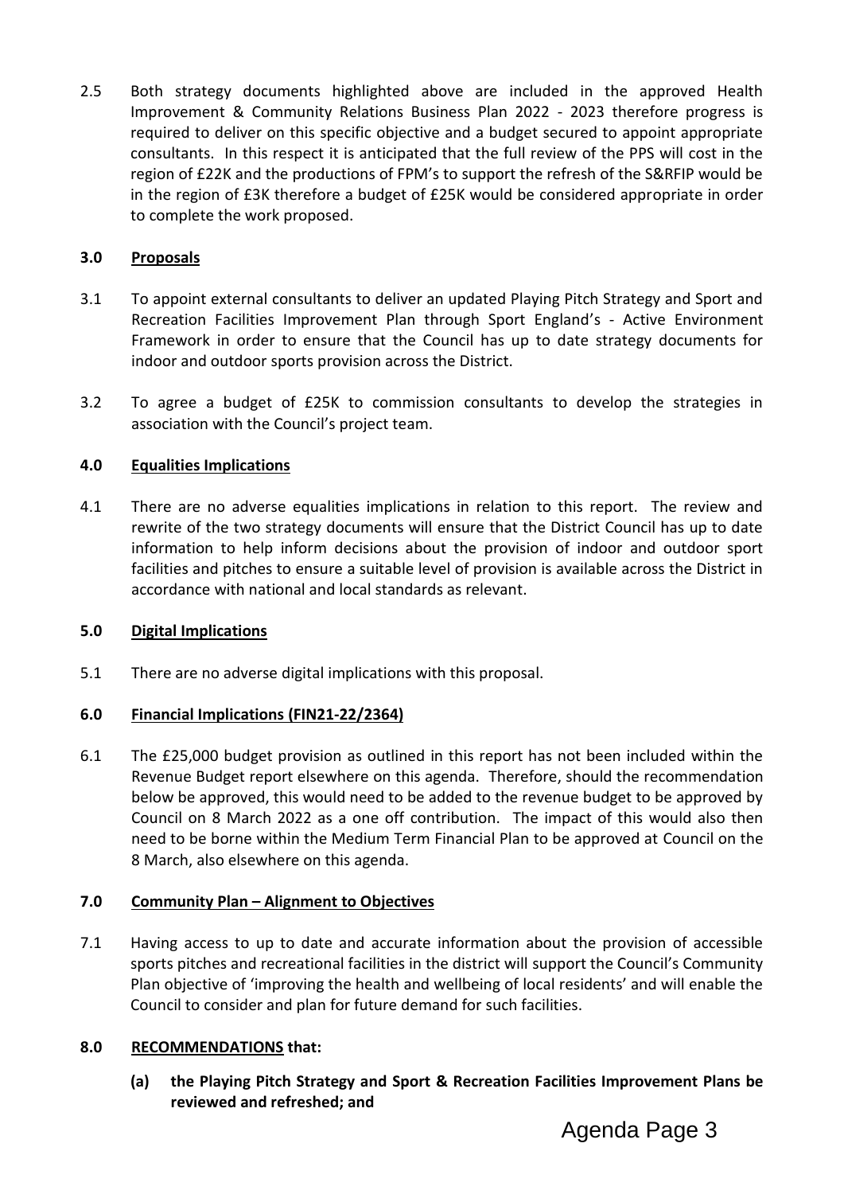2.5 Both strategy documents highlighted above are included in the approved Health Improvement & Community Relations Business Plan 2022 - 2023 therefore progress is required to deliver on this specific objective and a budget secured to appoint appropriate consultants. In this respect it is anticipated that the full review of the PPS will cost in the region of £22K and the productions of FPM's to support the refresh of the S&RFIP would be in the region of £3K therefore a budget of £25K would be considered appropriate in order to complete the work proposed.

## 3.0 Proposals

3.1 To appoint external consultants to deliver an updated Playing Pitch Strategy and Sport and Recreation Facilities Improvement Plan through Sport England's - Active Environment Framework in order to ensure that the Council has up to date strategy documents for indoor and outdoor sports provision across the District.

3.2 To agree a budget of £25K to commission consultants to develop the strategies in association with the Council's project team.

## 4.0 Equalities Implications

4.1 There are no adverse equalities implications in relation to this report. The review and rewrite of the two strategy documents will ensure that the District Council has up to date information to help inform decisions about the provision of indoor and outdoor sport facilities and pitches to ensure a suitable level of provision is available across the District in accordance with national and local standards as relevant.

## 5.0 Digital Implications

5.1 There are no adverse digital implications with this proposal.

## 6.0 Financial Implications (FIN21-22/2364)

6.1 The £25,000 budget provision as outlined in this report has not been included within the Revenue Budget report elsewhere on this agenda. Therefore, should the recommendation below be approved, this would need to be added to the revenue budget to be approved by Council on 8 March 2022 as a one off contribution. The impact of this would also then need to be borne within the Medium Term Financial Plan to be approved at Council on the 8 March, also elsewhere on this agenda.

## 7.0 Community Plan – Alignment to Objectives

7.1 Having access to up to date and accurate information about the provision of accessible sports pitches and recreational facilities in the district will support the Council's Community Plan objective of 'improving the health and wellbeing of local residents' and will enable the Council to consider and plan for future demand for such facilities.

## 8.0 RECOMMENDATIONS that:

**(a) the Playing Pitch Strategy and Sport & Recreation Facilities Improvement Plans be reviewed and refreshed; and**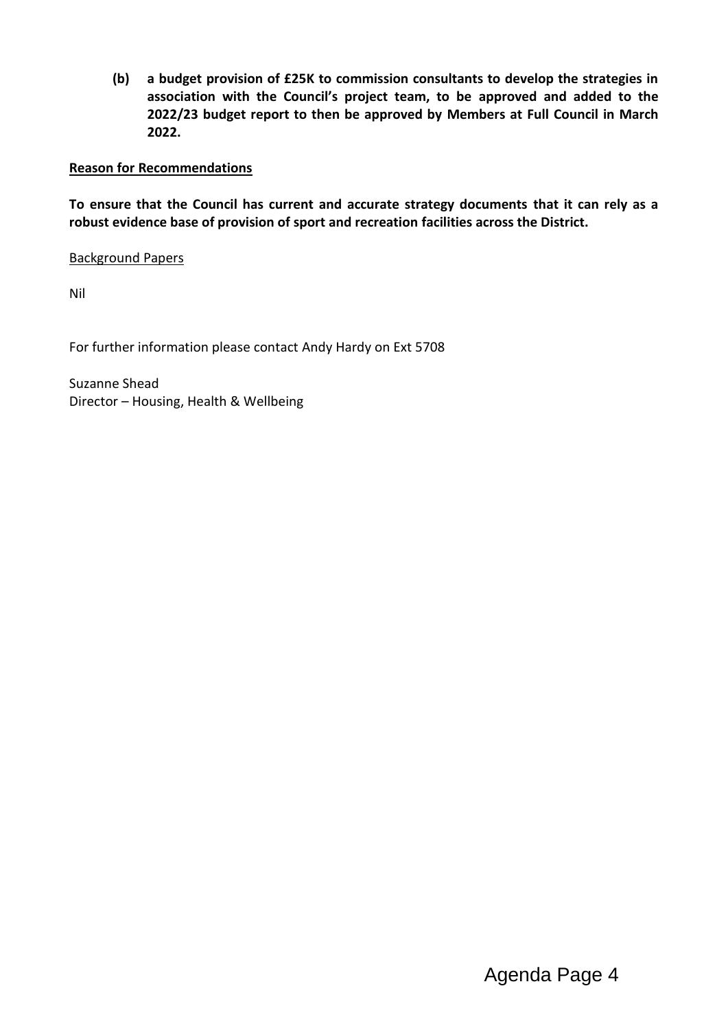**(b) a budget provision of £25K to commission consultants to develop the strategies in association with the Council's project team, to be approved and added to the 2022/23 budget report to then be approved by Members at Full Council in March 2022.**

**<u>Reason for Recommendations</u>**

**To ensure that the Council has current and accurate strategy documents that it can rely as a robust evidence base of provision of sport and recreation facilities across the District.**

<u>Background Papers</u>

Nil

For further information please contact Andy Hardy on Ext 5708

Suzanne Shead
Director – Housing, Health & Wellbeing